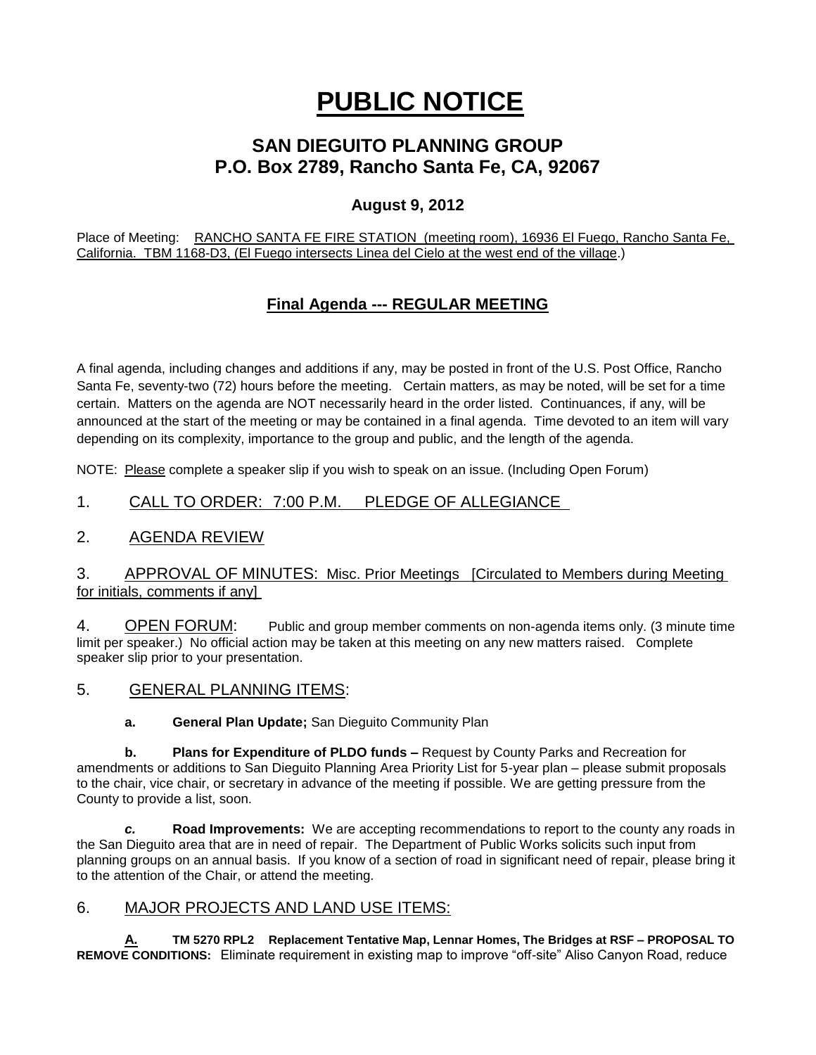# PUBLIC NOTICE

## SAN DIEGUITO PLANNING GROUP
## P.O. Box 2789, Rancho Santa Fe, CA, 92067

### August 9, 2012

Place of Meeting: RANCHO SANTA FE FIRE STATION (meeting room), 16936 El Fuego, Rancho Santa Fe, California. TBM 1168-D3, (El Fuego intersects Linea del Cielo at the west end of the village.)

### Final Agenda --- REGULAR MEETING

A final agenda, including changes and additions if any, may be posted in front of the U.S. Post Office, Rancho Santa Fe, seventy-two (72) hours before the meeting. Certain matters, as may be noted, will be set for a time certain. Matters on the agenda are NOT necessarily heard in the order listed. Continuances, if any, will be announced at the start of the meeting or may be contained in a final agenda. Time devoted to an item will vary depending on its complexity, importance to the group and public, and the length of the agenda.

NOTE: Please complete a speaker slip if you wish to speak on an issue. (Including Open Forum)

1. CALL TO ORDER: 7:00 P.M. PLEDGE OF ALLEGIANCE

2. AGENDA REVIEW

3. APPROVAL OF MINUTES: Misc. Prior Meetings [Circulated to Members during Meeting for initials, comments if any]

4. OPEN FORUM: Public and group member comments on non-agenda items only. (3 minute time limit per speaker.) No official action may be taken at this meeting on any new matters raised. Complete speaker slip prior to your presentation.

5. GENERAL PLANNING ITEMS:

**a. General Plan Update;** San Dieguito Community Plan

**b. Plans for Expenditure of PLDO funds –** Request by County Parks and Recreation for amendments or additions to San Dieguito Planning Area Priority List for 5-year plan – please submit proposals to the chair, vice chair, or secretary in advance of the meeting if possible. We are getting pressure from the County to provide a list, soon.

***c.* Road Improvements:** We are accepting recommendations to report to the county any roads in the San Dieguito area that are in need of repair. The Department of Public Works solicits such input from planning groups on an annual basis. If you know of a section of road in significant need of repair, please bring it to the attention of the Chair, or attend the meeting.

6. MAJOR PROJECTS AND LAND USE ITEMS:

**A. TM 5270 RPL2 Replacement Tentative Map, Lennar Homes, The Bridges at RSF – PROPOSAL TO REMOVE CONDITIONS:** Eliminate requirement in existing map to improve "off-site" Aliso Canyon Road, reduce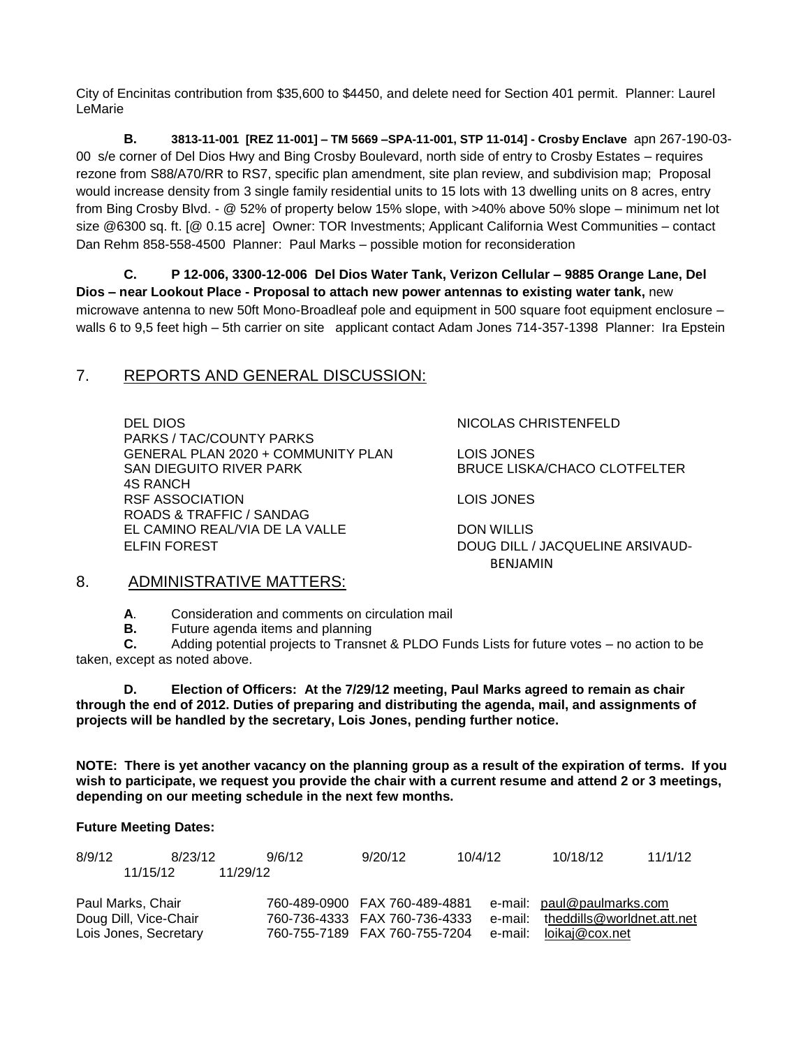City of Encinitas contribution from $35,600 to $4450, and delete need for Section 401 permit. Planner: Laurel LeMarie

**B.** **3813-11-001 [REZ 11-001] – TM 5669 –SPA-11-001, STP 11-014] - Crosby Enclave** apn 267-190-03-00 s/e corner of Del Dios Hwy and Bing Crosby Boulevard, north side of entry to Crosby Estates – requires rezone from S88/A70/RR to RS7, specific plan amendment, site plan review, and subdivision map; Proposal would increase density from 3 single family residential units to 15 lots with 13 dwelling units on 8 acres, entry from Bing Crosby Blvd. - @ 52% of property below 15% slope, with >40% above 50% slope – minimum net lot size @6300 sq. ft. [@ 0.15 acre] Owner: TOR Investments; Applicant California West Communities – contact Dan Rehm 858-558-4500 Planner: Paul Marks – possible motion for reconsideration

**C. P 12-006, 3300-12-006 Del Dios Water Tank, Verizon Cellular – 9885 Orange Lane, Del Dios – near Lookout Place - Proposal to attach new power antennas to existing water tank,** new microwave antenna to new 50ft Mono-Broadleaf pole and equipment in 500 square foot equipment enclosure – walls 6 to 9,5 feet high – 5th carrier on site applicant contact Adam Jones 714-357-1398 Planner: Ira Epstein

## 7. REPORTS AND GENERAL DISCUSSION:

| | |
|---|---|
| DEL DIOS | NICOLAS CHRISTENFELD |
| PARKS / TAC/COUNTY PARKS | |
| GENERAL PLAN 2020 + COMMUNITY PLAN | LOIS JONES |
| SAN DIEGUITO RIVER PARK | BRUCE LISKA/CHACO CLOTFELTER |
| 4S RANCH | |
| RSF ASSOCIATION | LOIS JONES |
| ROADS & TRAFFIC / SANDAG | |
| EL CAMINO REAL/VIA DE LA VALLE | DON WILLIS |
| ELFIN FOREST | DOUG DILL / JACQUELINE ARSIVAUD-BENJAMIN |

## 8. ADMINISTRATIVE MATTERS:

**A**. Consideration and comments on circulation mail

**B.** Future agenda items and planning

**C.** Adding potential projects to Transnet & PLDO Funds Lists for future votes – no action to be taken, except as noted above.

**D. Election of Officers: At the 7/29/12 meeting, Paul Marks agreed to remain as chair through the end of 2012. Duties of preparing and distributing the agenda, mail, and assignments of projects will be handled by the secretary, Lois Jones, pending further notice.**

**NOTE: There is yet another vacancy on the planning group as a result of the expiration of terms. If you wish to participate, we request you provide the chair with a current resume and attend 2 or 3 meetings, depending on our meeting schedule in the next few months.**

**Future Meeting Dates:**

8/9/12 8/23/12 9/6/12 9/20/12 10/4/12 10/18/12 11/1/12 11/15/12 11/29/12

| | | | |
|---|---|---|---|
| Paul Marks, Chair | 760-489-0900 | FAX 760-489-4881 | e-mail: paul@paulmarks.com |
| Doug Dill, Vice-Chair | 760-736-4333 | FAX 760-736-4333 | e-mail: theddills@worldnet.att.net |
| Lois Jones, Secretary | 760-755-7189 | FAX 760-755-7204 | e-mail: loikaj@cox.net |